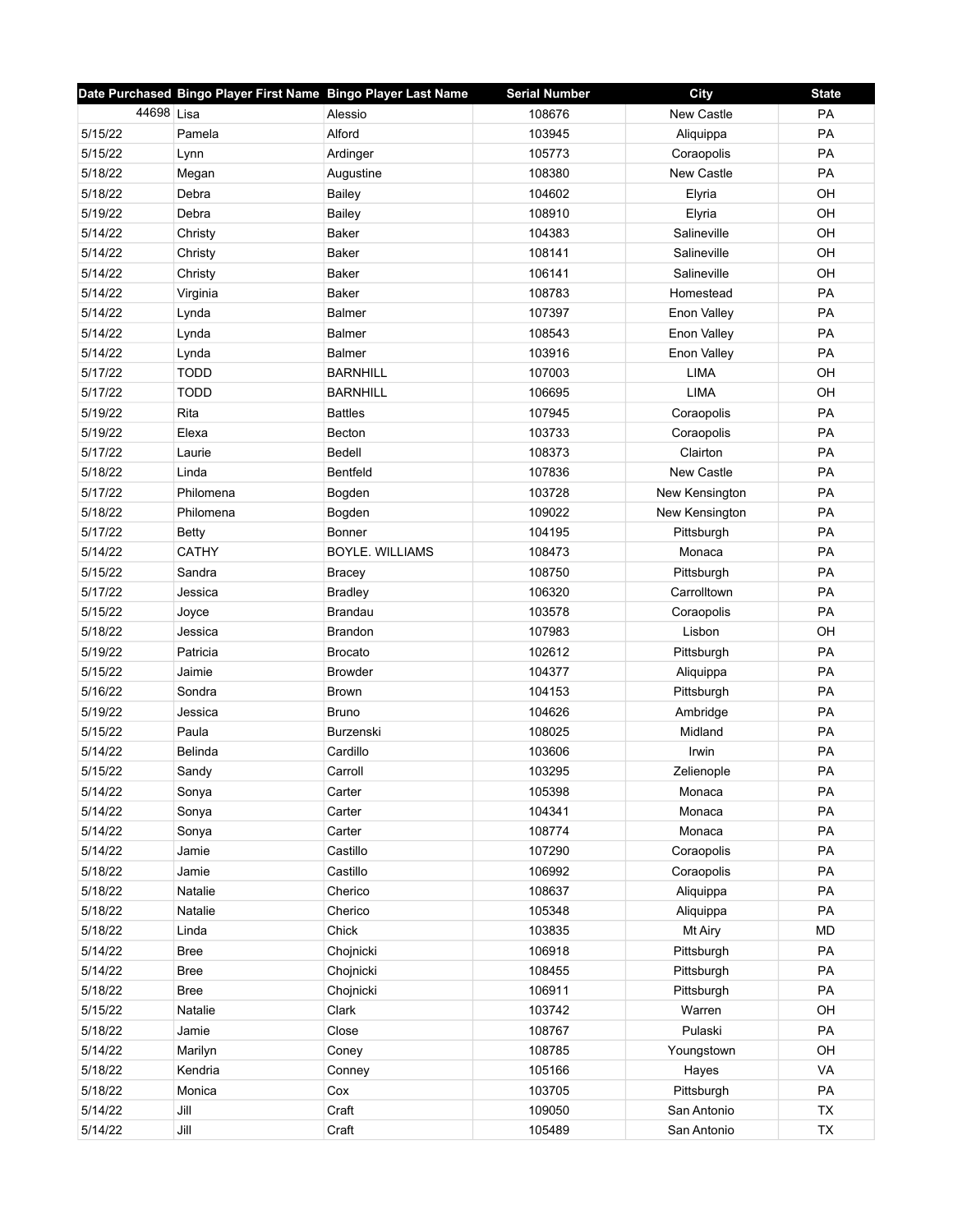| Date Purchased | Bingo Player First Name | Bingo Player Last Name | Serial Number | City | State |
|---|---|---|---|---|---|
| 44698 | Lisa | Alessio | 108676 | New Castle | PA |
| 5/15/22 | Pamela | Alford | 103945 | Aliquippa | PA |
| 5/15/22 | Lynn | Ardinger | 105773 | Coraopolis | PA |
| 5/18/22 | Megan | Augustine | 108380 | New Castle | PA |
| 5/18/22 | Debra | Bailey | 104602 | Elyria | OH |
| 5/19/22 | Debra | Bailey | 108910 | Elyria | OH |
| 5/14/22 | Christy | Baker | 104383 | Salineville | OH |
| 5/14/22 | Christy | Baker | 108141 | Salineville | OH |
| 5/14/22 | Christy | Baker | 106141 | Salineville | OH |
| 5/14/22 | Virginia | Baker | 108783 | Homestead | PA |
| 5/14/22 | Lynda | Balmer | 107397 | Enon Valley | PA |
| 5/14/22 | Lynda | Balmer | 108543 | Enon Valley | PA |
| 5/14/22 | Lynda | Balmer | 103916 | Enon Valley | PA |
| 5/17/22 | TODD | BARNHILL | 107003 | LIMA | OH |
| 5/17/22 | TODD | BARNHILL | 106695 | LIMA | OH |
| 5/19/22 | Rita | Battles | 107945 | Coraopolis | PA |
| 5/19/22 | Elexa | Becton | 103733 | Coraopolis | PA |
| 5/17/22 | Laurie | Bedell | 108373 | Clairton | PA |
| 5/18/22 | Linda | Bentfeld | 107836 | New Castle | PA |
| 5/17/22 | Philomena | Bogden | 103728 | New Kensington | PA |
| 5/18/22 | Philomena | Bogden | 109022 | New Kensington | PA |
| 5/17/22 | Betty | Bonner | 104195 | Pittsburgh | PA |
| 5/14/22 | CATHY | BOYLE. WILLIAMS | 108473 | Monaca | PA |
| 5/15/22 | Sandra | Bracey | 108750 | Pittsburgh | PA |
| 5/17/22 | Jessica | Bradley | 106320 | Carrolltown | PA |
| 5/15/22 | Joyce | Brandau | 103578 | Coraopolis | PA |
| 5/18/22 | Jessica | Brandon | 107983 | Lisbon | OH |
| 5/19/22 | Patricia | Brocato | 102612 | Pittsburgh | PA |
| 5/15/22 | Jaimie | Browder | 104377 | Aliquippa | PA |
| 5/16/22 | Sondra | Brown | 104153 | Pittsburgh | PA |
| 5/19/22 | Jessica | Bruno | 104626 | Ambridge | PA |
| 5/15/22 | Paula | Burzenski | 108025 | Midland | PA |
| 5/14/22 | Belinda | Cardillo | 103606 | Irwin | PA |
| 5/15/22 | Sandy | Carroll | 103295 | Zelienople | PA |
| 5/14/22 | Sonya | Carter | 105398 | Monaca | PA |
| 5/14/22 | Sonya | Carter | 104341 | Monaca | PA |
| 5/14/22 | Sonya | Carter | 108774 | Monaca | PA |
| 5/14/22 | Jamie | Castillo | 107290 | Coraopolis | PA |
| 5/18/22 | Jamie | Castillo | 106992 | Coraopolis | PA |
| 5/18/22 | Natalie | Cherico | 108637 | Aliquippa | PA |
| 5/18/22 | Natalie | Cherico | 105348 | Aliquippa | PA |
| 5/18/22 | Linda | Chick | 103835 | Mt Airy | MD |
| 5/14/22 | Bree | Chojnicki | 106918 | Pittsburgh | PA |
| 5/14/22 | Bree | Chojnicki | 108455 | Pittsburgh | PA |
| 5/18/22 | Bree | Chojnicki | 106911 | Pittsburgh | PA |
| 5/15/22 | Natalie | Clark | 103742 | Warren | OH |
| 5/18/22 | Jamie | Close | 108767 | Pulaski | PA |
| 5/14/22 | Marilyn | Coney | 108785 | Youngstown | OH |
| 5/18/22 | Kendria | Conney | 105166 | Hayes | VA |
| 5/18/22 | Monica | Cox | 103705 | Pittsburgh | PA |
| 5/14/22 | Jill | Craft | 109050 | San Antonio | TX |
| 5/14/22 | Jill | Craft | 105489 | San Antonio | TX |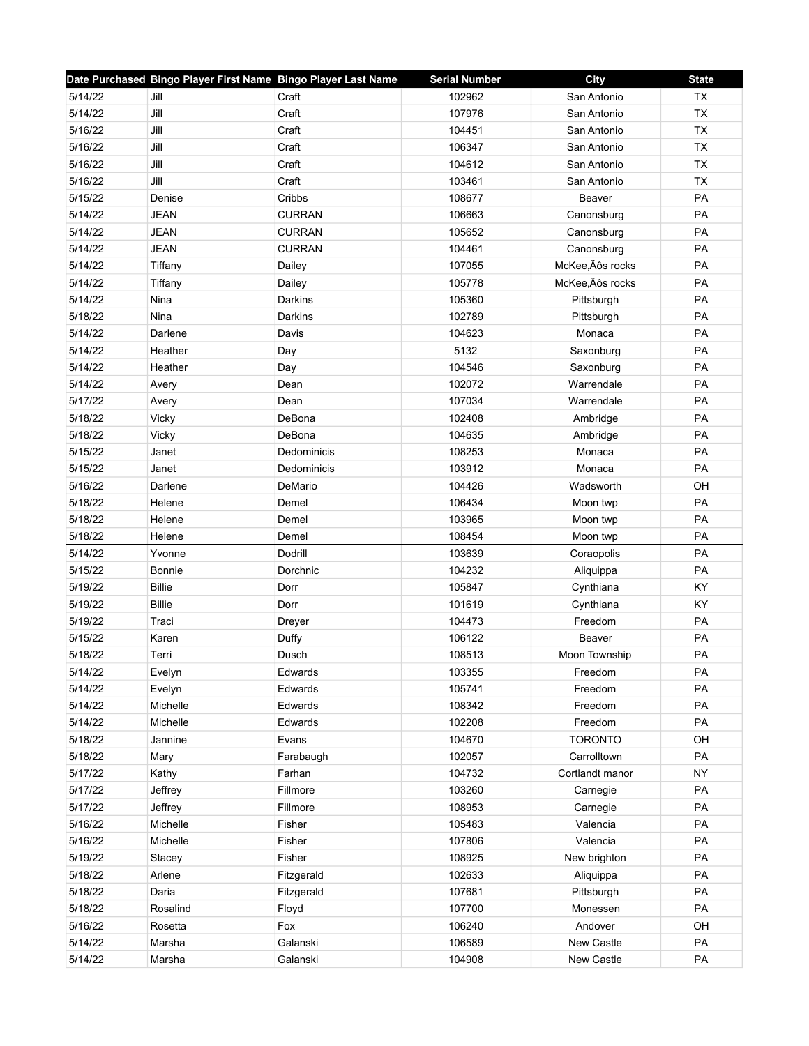| Date Purchased | Bingo Player First Name | Bingo Player Last Name | Serial Number | City | State |
|---|---|---|---|---|---|
| 5/14/22 | Jill | Craft | 102962 | San Antonio | TX |
| 5/14/22 | Jill | Craft | 107976 | San Antonio | TX |
| 5/16/22 | Jill | Craft | 104451 | San Antonio | TX |
| 5/16/22 | Jill | Craft | 106347 | San Antonio | TX |
| 5/16/22 | Jill | Craft | 104612 | San Antonio | TX |
| 5/16/22 | Jill | Craft | 103461 | San Antonio | TX |
| 5/15/22 | Denise | Cribbs | 108677 | Beaver | PA |
| 5/14/22 | JEAN | CURRAN | 106663 | Canonsburg | PA |
| 5/14/22 | JEAN | CURRAN | 105652 | Canonsburg | PA |
| 5/14/22 | JEAN | CURRAN | 104461 | Canonsburg | PA |
| 5/14/22 | Tiffany | Dailey | 107055 | McKee‚Äôs rocks | PA |
| 5/14/22 | Tiffany | Dailey | 105778 | McKee‚Äôs rocks | PA |
| 5/14/22 | Nina | Darkins | 105360 | Pittsburgh | PA |
| 5/18/22 | Nina | Darkins | 102789 | Pittsburgh | PA |
| 5/14/22 | Darlene | Davis | 104623 | Monaca | PA |
| 5/14/22 | Heather | Day | 5132 | Saxonburg | PA |
| 5/14/22 | Heather | Day | 104546 | Saxonburg | PA |
| 5/14/22 | Avery | Dean | 102072 | Warrendale | PA |
| 5/17/22 | Avery | Dean | 107034 | Warrendale | PA |
| 5/18/22 | Vicky | DeBona | 102408 | Ambridge | PA |
| 5/18/22 | Vicky | DeBona | 104635 | Ambridge | PA |
| 5/15/22 | Janet | Dedominicis | 108253 | Monaca | PA |
| 5/15/22 | Janet | Dedominicis | 103912 | Monaca | PA |
| 5/16/22 | Darlene | DeMario | 104426 | Wadsworth | OH |
| 5/18/22 | Helene | Demel | 106434 | Moon twp | PA |
| 5/18/22 | Helene | Demel | 103965 | Moon twp | PA |
| 5/18/22 | Helene | Demel | 108454 | Moon twp | PA |
| 5/14/22 | Yvonne | Dodrill | 103639 | Coraopolis | PA |
| 5/15/22 | Bonnie | Dorchnic | 104232 | Aliquippa | PA |
| 5/19/22 | Billie | Dorr | 105847 | Cynthiana | KY |
| 5/19/22 | Billie | Dorr | 101619 | Cynthiana | KY |
| 5/19/22 | Traci | Dreyer | 104473 | Freedom | PA |
| 5/15/22 | Karen | Duffy | 106122 | Beaver | PA |
| 5/18/22 | Terri | Dusch | 108513 | Moon Township | PA |
| 5/14/22 | Evelyn | Edwards | 103355 | Freedom | PA |
| 5/14/22 | Evelyn | Edwards | 105741 | Freedom | PA |
| 5/14/22 | Michelle | Edwards | 108342 | Freedom | PA |
| 5/14/22 | Michelle | Edwards | 102208 | Freedom | PA |
| 5/18/22 | Jannine | Evans | 104670 | TORONTO | OH |
| 5/18/22 | Mary | Farabaugh | 102057 | Carrolltown | PA |
| 5/17/22 | Kathy | Farhan | 104732 | Cortlandt manor | NY |
| 5/17/22 | Jeffrey | Fillmore | 103260 | Carnegie | PA |
| 5/17/22 | Jeffrey | Fillmore | 108953 | Carnegie | PA |
| 5/16/22 | Michelle | Fisher | 105483 | Valencia | PA |
| 5/16/22 | Michelle | Fisher | 107806 | Valencia | PA |
| 5/19/22 | Stacey | Fisher | 108925 | New brighton | PA |
| 5/18/22 | Arlene | Fitzgerald | 102633 | Aliquippa | PA |
| 5/18/22 | Daria | Fitzgerald | 107681 | Pittsburgh | PA |
| 5/18/22 | Rosalind | Floyd | 107700 | Monessen | PA |
| 5/16/22 | Rosetta | Fox | 106240 | Andover | OH |
| 5/14/22 | Marsha | Galanski | 106589 | New Castle | PA |
| 5/14/22 | Marsha | Galanski | 104908 | New Castle | PA |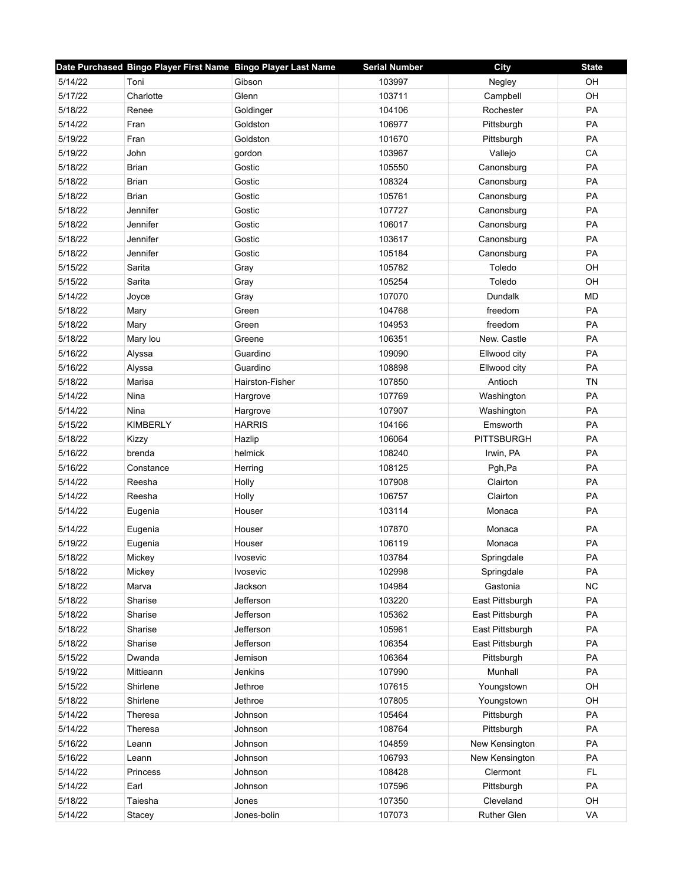| Date Purchased | Bingo Player First Name | Bingo Player Last Name | Serial Number | City | State |
|---|---|---|---|---|---|
| 5/14/22 | Toni | Gibson | 103997 | Negley | OH |
| 5/17/22 | Charlotte | Glenn | 103711 | Campbell | OH |
| 5/18/22 | Renee | Goldinger | 104106 | Rochester | PA |
| 5/14/22 | Fran | Goldston | 106977 | Pittsburgh | PA |
| 5/19/22 | Fran | Goldston | 101670 | Pittsburgh | PA |
| 5/19/22 | John | gordon | 103967 | Vallejo | CA |
| 5/18/22 | Brian | Gostic | 105550 | Canonsburg | PA |
| 5/18/22 | Brian | Gostic | 108324 | Canonsburg | PA |
| 5/18/22 | Brian | Gostic | 105761 | Canonsburg | PA |
| 5/18/22 | Jennifer | Gostic | 107727 | Canonsburg | PA |
| 5/18/22 | Jennifer | Gostic | 106017 | Canonsburg | PA |
| 5/18/22 | Jennifer | Gostic | 103617 | Canonsburg | PA |
| 5/18/22 | Jennifer | Gostic | 105184 | Canonsburg | PA |
| 5/15/22 | Sarita | Gray | 105782 | Toledo | OH |
| 5/15/22 | Sarita | Gray | 105254 | Toledo | OH |
| 5/14/22 | Joyce | Gray | 107070 | Dundalk | MD |
| 5/18/22 | Mary | Green | 104768 | freedom | PA |
| 5/18/22 | Mary | Green | 104953 | freedom | PA |
| 5/18/22 | Mary lou | Greene | 106351 | New. Castle | PA |
| 5/16/22 | Alyssa | Guardino | 109090 | Ellwood city | PA |
| 5/16/22 | Alyssa | Guardino | 108898 | Ellwood city | PA |
| 5/18/22 | Marisa | Hairston-Fisher | 107850 | Antioch | TN |
| 5/14/22 | Nina | Hargrove | 107769 | Washington | PA |
| 5/14/22 | Nina | Hargrove | 107907 | Washington | PA |
| 5/15/22 | KIMBERLY | HARRIS | 104166 | Emsworth | PA |
| 5/18/22 | Kizzy | Hazlip | 106064 | PITTSBURGH | PA |
| 5/16/22 | brenda | helmick | 108240 | Irwin, PA | PA |
| 5/16/22 | Constance | Herring | 108125 | Pgh,Pa | PA |
| 5/14/22 | Reesha | Holly | 107908 | Clairton | PA |
| 5/14/22 | Reesha | Holly | 106757 | Clairton | PA |
| 5/14/22 | Eugenia | Houser | 103114 | Monaca | PA |
| 5/14/22 | Eugenia | Houser | 107870 | Monaca | PA |
| 5/19/22 | Eugenia | Houser | 106119 | Monaca | PA |
| 5/18/22 | Mickey | Ivosevic | 103784 | Springdale | PA |
| 5/18/22 | Mickey | Ivosevic | 102998 | Springdale | PA |
| 5/18/22 | Marva | Jackson | 104984 | Gastonia | NC |
| 5/18/22 | Sharise | Jefferson | 103220 | East Pittsburgh | PA |
| 5/18/22 | Sharise | Jefferson | 105362 | East Pittsburgh | PA |
| 5/18/22 | Sharise | Jefferson | 105961 | East Pittsburgh | PA |
| 5/18/22 | Sharise | Jefferson | 106354 | East Pittsburgh | PA |
| 5/15/22 | Dwanda | Jemison | 106364 | Pittsburgh | PA |
| 5/19/22 | Mittieann | Jenkins | 107990 | Munhall | PA |
| 5/15/22 | Shirlene | Jethroe | 107615 | Youngstown | OH |
| 5/18/22 | Shirlene | Jethroe | 107805 | Youngstown | OH |
| 5/14/22 | Theresa | Johnson | 105464 | Pittsburgh | PA |
| 5/14/22 | Theresa | Johnson | 108764 | Pittsburgh | PA |
| 5/16/22 | Leann | Johnson | 104859 | New Kensington | PA |
| 5/16/22 | Leann | Johnson | 106793 | New Kensington | PA |
| 5/14/22 | Princess | Johnson | 108428 | Clermont | FL |
| 5/14/22 | Earl | Johnson | 107596 | Pittsburgh | PA |
| 5/18/22 | Taiesha | Jones | 107350 | Cleveland | OH |
| 5/14/22 | Stacey | Jones-bolin | 107073 | Ruther Glen | VA |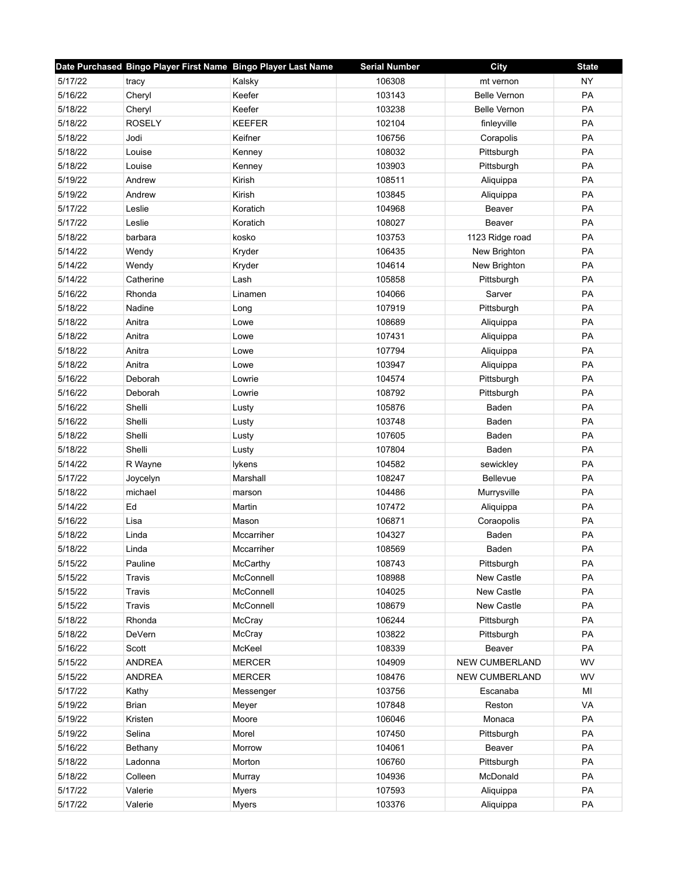| Date Purchased | Bingo Player First Name | Bingo Player Last Name | Serial Number | City | State |
|---|---|---|---|---|---|
| 5/17/22 | tracy | Kalsky | 106308 | mt vernon | NY |
| 5/16/22 | Cheryl | Keefer | 103143 | Belle Vernon | PA |
| 5/18/22 | Cheryl | Keefer | 103238 | Belle Vernon | PA |
| 5/18/22 | ROSELY | KEEFER | 102104 | finleyville | PA |
| 5/18/22 | Jodi | Keifner | 106756 | Corapolis | PA |
| 5/18/22 | Louise | Kenney | 108032 | Pittsburgh | PA |
| 5/18/22 | Louise | Kenney | 103903 | Pittsburgh | PA |
| 5/19/22 | Andrew | Kirish | 108511 | Aliquippa | PA |
| 5/19/22 | Andrew | Kirish | 103845 | Aliquippa | PA |
| 5/17/22 | Leslie | Koratich | 104968 | Beaver | PA |
| 5/17/22 | Leslie | Koratich | 108027 | Beaver | PA |
| 5/18/22 | barbara | kosko | 103753 | 1123 Ridge road | PA |
| 5/14/22 | Wendy | Kryder | 106435 | New Brighton | PA |
| 5/14/22 | Wendy | Kryder | 104614 | New Brighton | PA |
| 5/14/22 | Catherine | Lash | 105858 | Pittsburgh | PA |
| 5/16/22 | Rhonda | Linamen | 104066 | Sarver | PA |
| 5/18/22 | Nadine | Long | 107919 | Pittsburgh | PA |
| 5/18/22 | Anitra | Lowe | 108689 | Aliquippa | PA |
| 5/18/22 | Anitra | Lowe | 107431 | Aliquippa | PA |
| 5/18/22 | Anitra | Lowe | 107794 | Aliquippa | PA |
| 5/18/22 | Anitra | Lowe | 103947 | Aliquippa | PA |
| 5/16/22 | Deborah | Lowrie | 104574 | Pittsburgh | PA |
| 5/16/22 | Deborah | Lowrie | 108792 | Pittsburgh | PA |
| 5/16/22 | Shelli | Lusty | 105876 | Baden | PA |
| 5/16/22 | Shelli | Lusty | 103748 | Baden | PA |
| 5/18/22 | Shelli | Lusty | 107605 | Baden | PA |
| 5/18/22 | Shelli | Lusty | 107804 | Baden | PA |
| 5/14/22 | R Wayne | lykens | 104582 | sewickley | PA |
| 5/17/22 | Joycelyn | Marshall | 108247 | Bellevue | PA |
| 5/18/22 | michael | marson | 104486 | Murrysville | PA |
| 5/14/22 | Ed | Martin | 107472 | Aliquippa | PA |
| 5/16/22 | Lisa | Mason | 106871 | Coraopolis | PA |
| 5/18/22 | Linda | Mccarriher | 104327 | Baden | PA |
| 5/18/22 | Linda | Mccarriher | 108569 | Baden | PA |
| 5/15/22 | Pauline | McCarthy | 108743 | Pittsburgh | PA |
| 5/15/22 | Travis | McConnell | 108988 | New Castle | PA |
| 5/15/22 | Travis | McConnell | 104025 | New Castle | PA |
| 5/15/22 | Travis | McConnell | 108679 | New Castle | PA |
| 5/18/22 | Rhonda | McCray | 106244 | Pittsburgh | PA |
| 5/18/22 | DeVern | McCray | 103822 | Pittsburgh | PA |
| 5/16/22 | Scott | McKeel | 108339 | Beaver | PA |
| 5/15/22 | ANDREA | MERCER | 104909 | NEW CUMBERLAND | WV |
| 5/15/22 | ANDREA | MERCER | 108476 | NEW CUMBERLAND | WV |
| 5/17/22 | Kathy | Messenger | 103756 | Escanaba | MI |
| 5/19/22 | Brian | Meyer | 107848 | Reston | VA |
| 5/19/22 | Kristen | Moore | 106046 | Monaca | PA |
| 5/19/22 | Selina | Morel | 107450 | Pittsburgh | PA |
| 5/16/22 | Bethany | Morrow | 104061 | Beaver | PA |
| 5/18/22 | Ladonna | Morton | 106760 | Pittsburgh | PA |
| 5/18/22 | Colleen | Murray | 104936 | McDonald | PA |
| 5/17/22 | Valerie | Myers | 107593 | Aliquippa | PA |
| 5/17/22 | Valerie | Myers | 103376 | Aliquippa | PA |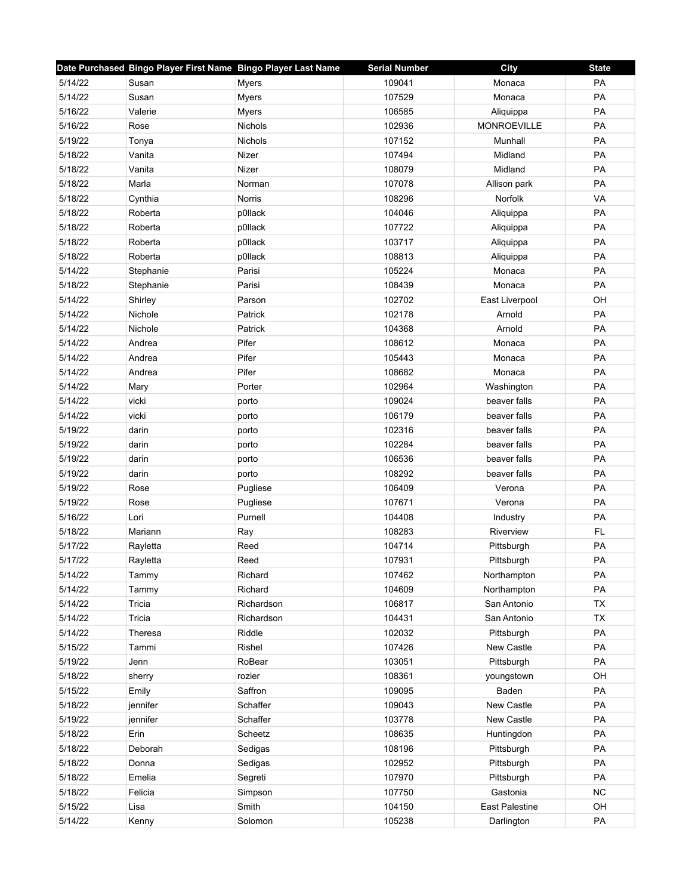| Date Purchased | Bingo Player First Name | Bingo Player Last Name | Serial Number | City | State |
|---|---|---|---|---|---|
| 5/14/22 | Susan | Myers | 109041 | Monaca | PA |
| 5/14/22 | Susan | Myers | 107529 | Monaca | PA |
| 5/16/22 | Valerie | Myers | 106585 | Aliquippa | PA |
| 5/16/22 | Rose | Nichols | 102936 | MONROEVILLE | PA |
| 5/19/22 | Tonya | Nichols | 107152 | Munhall | PA |
| 5/18/22 | Vanita | Nizer | 107494 | Midland | PA |
| 5/18/22 | Vanita | Nizer | 108079 | Midland | PA |
| 5/18/22 | Marla | Norman | 107078 | Allison park | PA |
| 5/18/22 | Cynthia | Norris | 108296 | Norfolk | VA |
| 5/18/22 | Roberta | p0llack | 104046 | Aliquippa | PA |
| 5/18/22 | Roberta | p0llack | 107722 | Aliquippa | PA |
| 5/18/22 | Roberta | p0llack | 103717 | Aliquippa | PA |
| 5/18/22 | Roberta | p0llack | 108813 | Aliquippa | PA |
| 5/14/22 | Stephanie | Parisi | 105224 | Monaca | PA |
| 5/18/22 | Stephanie | Parisi | 108439 | Monaca | PA |
| 5/14/22 | Shirley | Parson | 102702 | East Liverpool | OH |
| 5/14/22 | Nichole | Patrick | 102178 | Arnold | PA |
| 5/14/22 | Nichole | Patrick | 104368 | Arnold | PA |
| 5/14/22 | Andrea | Pifer | 108612 | Monaca | PA |
| 5/14/22 | Andrea | Pifer | 105443 | Monaca | PA |
| 5/14/22 | Andrea | Pifer | 108682 | Monaca | PA |
| 5/14/22 | Mary | Porter | 102964 | Washington | PA |
| 5/14/22 | vicki | porto | 109024 | beaver falls | PA |
| 5/14/22 | vicki | porto | 106179 | beaver falls | PA |
| 5/19/22 | darin | porto | 102316 | beaver falls | PA |
| 5/19/22 | darin | porto | 102284 | beaver falls | PA |
| 5/19/22 | darin | porto | 106536 | beaver falls | PA |
| 5/19/22 | darin | porto | 108292 | beaver falls | PA |
| 5/19/22 | Rose | Pugliese | 106409 | Verona | PA |
| 5/19/22 | Rose | Pugliese | 107671 | Verona | PA |
| 5/16/22 | Lori | Purnell | 104408 | Industry | PA |
| 5/18/22 | Mariann | Ray | 108283 | Riverview | FL |
| 5/17/22 | Rayletta | Reed | 104714 | Pittsburgh | PA |
| 5/17/22 | Rayletta | Reed | 107931 | Pittsburgh | PA |
| 5/14/22 | Tammy | Richard | 107462 | Northampton | PA |
| 5/14/22 | Tammy | Richard | 104609 | Northampton | PA |
| 5/14/22 | Tricia | Richardson | 106817 | San Antonio | TX |
| 5/14/22 | Tricia | Richardson | 104431 | San Antonio | TX |
| 5/14/22 | Theresa | Riddle | 102032 | Pittsburgh | PA |
| 5/15/22 | Tammi | Rishel | 107426 | New Castle | PA |
| 5/19/22 | Jenn | RoBear | 103051 | Pittsburgh | PA |
| 5/18/22 | sherry | rozier | 108361 | youngstown | OH |
| 5/15/22 | Emily | Saffron | 109095 | Baden | PA |
| 5/18/22 | jennifer | Schaffer | 109043 | New Castle | PA |
| 5/19/22 | jennifer | Schaffer | 103778 | New Castle | PA |
| 5/18/22 | Erin | Scheetz | 108635 | Huntingdon | PA |
| 5/18/22 | Deborah | Sedigas | 108196 | Pittsburgh | PA |
| 5/18/22 | Donna | Sedigas | 102952 | Pittsburgh | PA |
| 5/18/22 | Emelia | Segreti | 107970 | Pittsburgh | PA |
| 5/18/22 | Felicia | Simpson | 107750 | Gastonia | NC |
| 5/15/22 | Lisa | Smith | 104150 | East Palestine | OH |
| 5/14/22 | Kenny | Solomon | 105238 | Darlington | PA |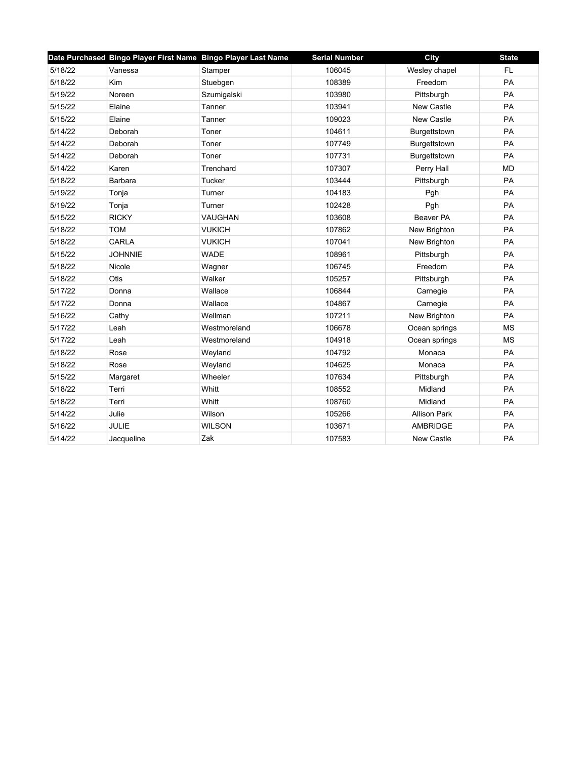| Date Purchased | Bingo Player First Name | Bingo Player Last Name | Serial Number | City | State |
|---|---|---|---|---|---|
| 5/18/22 | Vanessa | Stamper | 106045 | Wesley chapel | FL |
| 5/18/22 | Kim | Stuebgen | 108389 | Freedom | PA |
| 5/19/22 | Noreen | Szumigalski | 103980 | Pittsburgh | PA |
| 5/15/22 | Elaine | Tanner | 103941 | New Castle | PA |
| 5/15/22 | Elaine | Tanner | 109023 | New Castle | PA |
| 5/14/22 | Deborah | Toner | 104611 | Burgettstown | PA |
| 5/14/22 | Deborah | Toner | 107749 | Burgettstown | PA |
| 5/14/22 | Deborah | Toner | 107731 | Burgettstown | PA |
| 5/14/22 | Karen | Trenchard | 107307 | Perry Hall | MD |
| 5/18/22 | Barbara | Tucker | 103444 | Pittsburgh | PA |
| 5/19/22 | Tonja | Turner | 104183 | Pgh | PA |
| 5/19/22 | Tonja | Turner | 102428 | Pgh | PA |
| 5/15/22 | RICKY | VAUGHAN | 103608 | Beaver PA | PA |
| 5/18/22 | TOM | VUKICH | 107862 | New Brighton | PA |
| 5/18/22 | CARLA | VUKICH | 107041 | New Brighton | PA |
| 5/15/22 | JOHNNIE | WADE | 108961 | Pittsburgh | PA |
| 5/18/22 | Nicole | Wagner | 106745 | Freedom | PA |
| 5/18/22 | Otis | Walker | 105257 | Pittsburgh | PA |
| 5/17/22 | Donna | Wallace | 106844 | Carnegie | PA |
| 5/17/22 | Donna | Wallace | 104867 | Carnegie | PA |
| 5/16/22 | Cathy | Wellman | 107211 | New Brighton | PA |
| 5/17/22 | Leah | Westmoreland | 106678 | Ocean springs | MS |
| 5/17/22 | Leah | Westmoreland | 104918 | Ocean springs | MS |
| 5/18/22 | Rose | Weyland | 104792 | Monaca | PA |
| 5/18/22 | Rose | Weyland | 104625 | Monaca | PA |
| 5/15/22 | Margaret | Wheeler | 107634 | Pittsburgh | PA |
| 5/18/22 | Terri | Whitt | 108552 | Midland | PA |
| 5/18/22 | Terri | Whitt | 108760 | Midland | PA |
| 5/14/22 | Julie | Wilson | 105266 | Allison Park | PA |
| 5/16/22 | JULIE | WILSON | 103671 | AMBRIDGE | PA |
| 5/14/22 | Jacqueline | Zak | 107583 | New Castle | PA |